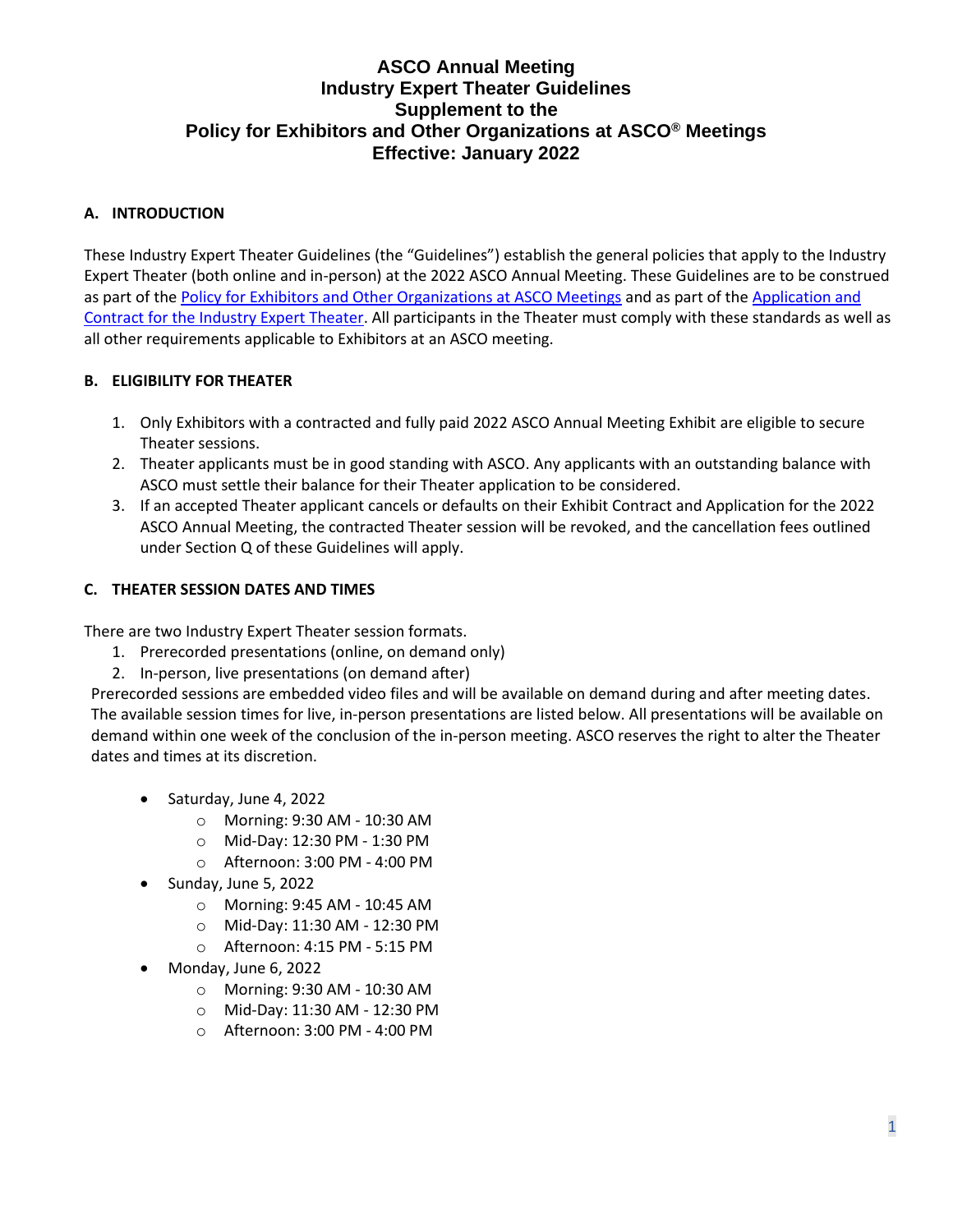# ASCO Annual Meeting
# Industry Expert Theater Guidelines
# Supplement to the
# Policy for Exhibitors and Other Organizations at ASCO® Meetings
# Effective: January 2022

## A. INTRODUCTION

These Industry Expert Theater Guidelines (the "Guidelines") establish the general policies that apply to the Industry Expert Theater (both online and in-person) at the 2022 ASCO Annual Meeting. These Guidelines are to be construed as part of the Policy for Exhibitors and Other Organizations at ASCO Meetings and as part of the Application and Contract for the Industry Expert Theater. All participants in the Theater must comply with these standards as well as all other requirements applicable to Exhibitors at an ASCO meeting.

## B. ELIGIBILITY FOR THEATER

1. Only Exhibitors with a contracted and fully paid 2022 ASCO Annual Meeting Exhibit are eligible to secure Theater sessions.
2. Theater applicants must be in good standing with ASCO. Any applicants with an outstanding balance with ASCO must settle their balance for their Theater application to be considered.
3. If an accepted Theater applicant cancels or defaults on their Exhibit Contract and Application for the 2022 ASCO Annual Meeting, the contracted Theater session will be revoked, and the cancellation fees outlined under Section Q of these Guidelines will apply.

## C. THEATER SESSION DATES AND TIMES

There are two Industry Expert Theater session formats.

1. Prerecorded presentations (online, on demand only)
2. In-person, live presentations (on demand after)

Prerecorded sessions are embedded video files and will be available on demand during and after meeting dates. The available session times for live, in-person presentations are listed below. All presentations will be available on demand within one week of the conclusion of the in-person meeting. ASCO reserves the right to alter the Theater dates and times at its discretion.

- Saturday, June 4, 2022
  - Morning: 9:30 AM - 10:30 AM
  - Mid-Day: 12:30 PM - 1:30 PM
  - Afternoon: 3:00 PM - 4:00 PM
- Sunday, June 5, 2022
  - Morning: 9:45 AM - 10:45 AM
  - Mid-Day: 11:30 AM - 12:30 PM
  - Afternoon: 4:15 PM - 5:15 PM
- Monday, June 6, 2022
  - Morning: 9:30 AM - 10:30 AM
  - Mid-Day: 11:30 AM - 12:30 PM
  - Afternoon: 3:00 PM - 4:00 PM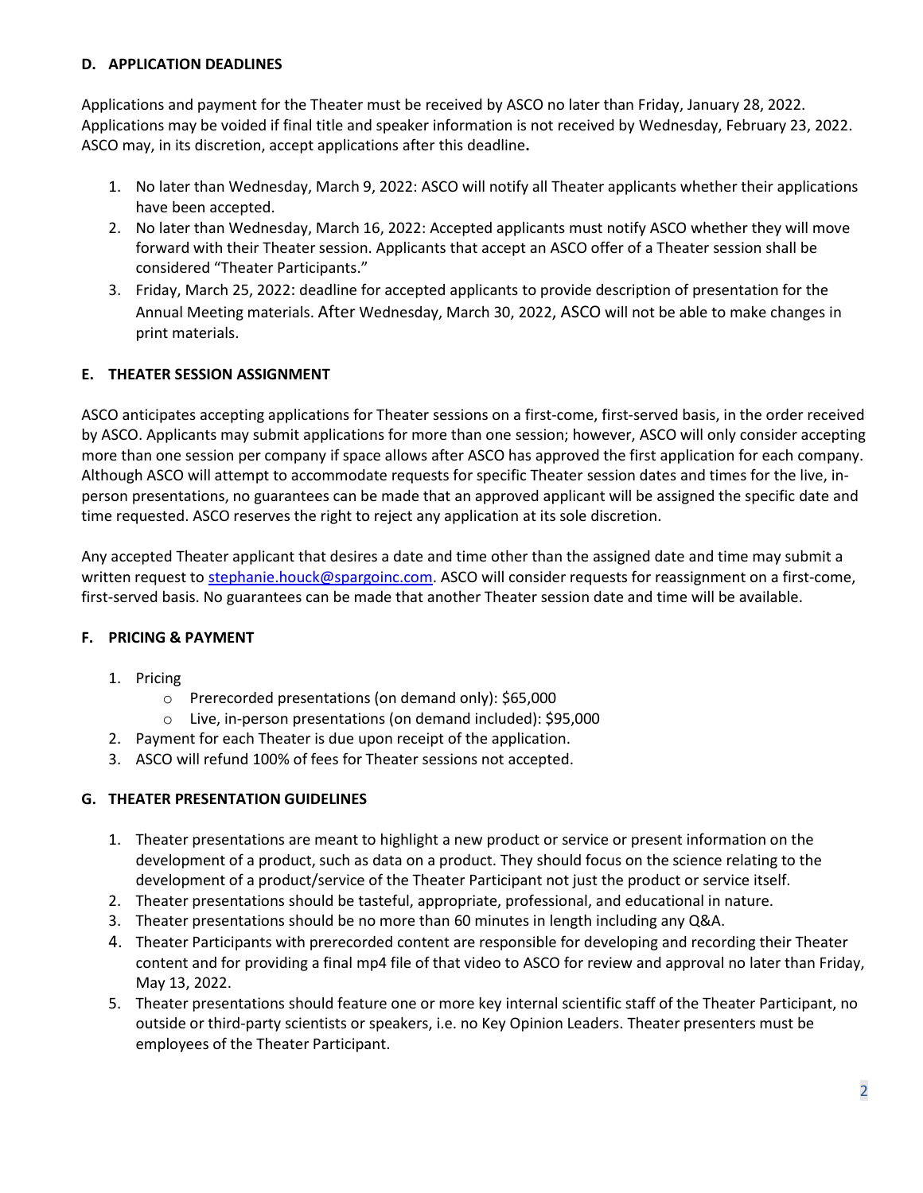**D. APPLICATION DEADLINES**

Applications and payment for the Theater must be received by ASCO no later than Friday, January 28, 2022. Applications may be voided if final title and speaker information is not received by Wednesday, February 23, 2022. ASCO may, in its discretion, accept applications after this deadline**.**

1. No later than Wednesday, March 9, 2022: ASCO will notify all Theater applicants whether their applications have been accepted.
2. No later than Wednesday, March 16, 2022: Accepted applicants must notify ASCO whether they will move forward with their Theater session. Applicants that accept an ASCO offer of a Theater session shall be considered "Theater Participants."
3. Friday, March 25, 2022: deadline for accepted applicants to provide description of presentation for the Annual Meeting materials. After Wednesday, March 30, 2022, ASCO will not be able to make changes in print materials.

**E. THEATER SESSION ASSIGNMENT**

ASCO anticipates accepting applications for Theater sessions on a first-come, first-served basis, in the order received by ASCO. Applicants may submit applications for more than one session; however, ASCO will only consider accepting more than one session per company if space allows after ASCO has approved the first application for each company. Although ASCO will attempt to accommodate requests for specific Theater session dates and times for the live, in-person presentations, no guarantees can be made that an approved applicant will be assigned the specific date and time requested. ASCO reserves the right to reject any application at its sole discretion.

Any accepted Theater applicant that desires a date and time other than the assigned date and time may submit a written request to stephanie.houck@spargoinc.com. ASCO will consider requests for reassignment on a first-come, first-served basis. No guarantees can be made that another Theater session date and time will be available.

**F. PRICING & PAYMENT**

1. Pricing
   - Prerecorded presentations (on demand only): $65,000
   - Live, in-person presentations (on demand included): $95,000
2. Payment for each Theater is due upon receipt of the application.
3. ASCO will refund 100% of fees for Theater sessions not accepted.

**G. THEATER PRESENTATION GUIDELINES**

1. Theater presentations are meant to highlight a new product or service or present information on the development of a product, such as data on a product. They should focus on the science relating to the development of a product/service of the Theater Participant not just the product or service itself.
2. Theater presentations should be tasteful, appropriate, professional, and educational in nature.
3. Theater presentations should be no more than 60 minutes in length including any Q&A.
4. Theater Participants with prerecorded content are responsible for developing and recording their Theater content and for providing a final mp4 file of that video to ASCO for review and approval no later than Friday, May 13, 2022.
5. Theater presentations should feature one or more key internal scientific staff of the Theater Participant, no outside or third-party scientists or speakers, i.e. no Key Opinion Leaders. Theater presenters must be employees of the Theater Participant.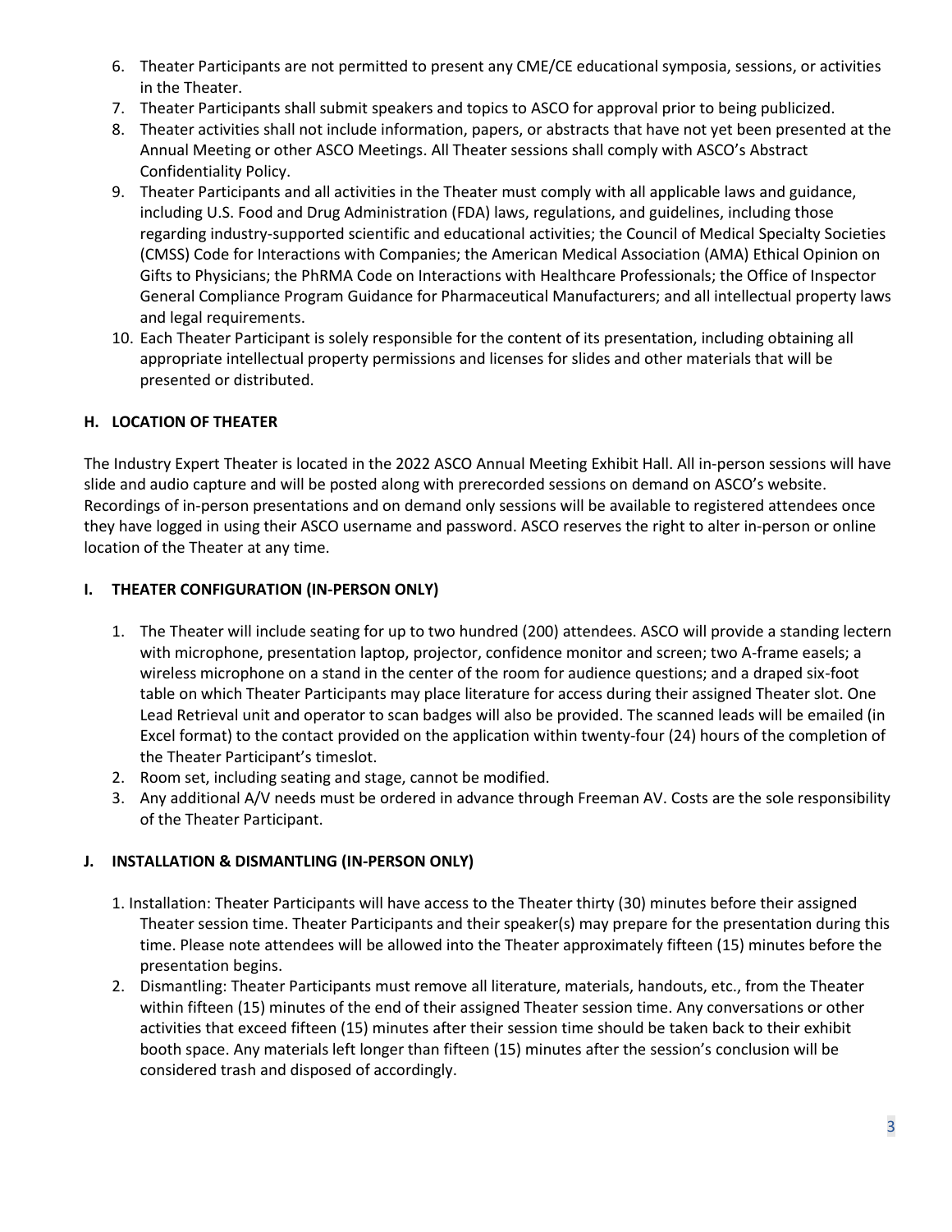6. Theater Participants are not permitted to present any CME/CE educational symposia, sessions, or activities in the Theater.
7. Theater Participants shall submit speakers and topics to ASCO for approval prior to being publicized.
8. Theater activities shall not include information, papers, or abstracts that have not yet been presented at the Annual Meeting or other ASCO Meetings. All Theater sessions shall comply with ASCO's Abstract Confidentiality Policy.
9. Theater Participants and all activities in the Theater must comply with all applicable laws and guidance, including U.S. Food and Drug Administration (FDA) laws, regulations, and guidelines, including those regarding industry-supported scientific and educational activities; the Council of Medical Specialty Societies (CMSS) Code for Interactions with Companies; the American Medical Association (AMA) Ethical Opinion on Gifts to Physicians; the PhRMA Code on Interactions with Healthcare Professionals; the Office of Inspector General Compliance Program Guidance for Pharmaceutical Manufacturers; and all intellectual property laws and legal requirements.
10. Each Theater Participant is solely responsible for the content of its presentation, including obtaining all appropriate intellectual property permissions and licenses for slides and other materials that will be presented or distributed.

### H. LOCATION OF THEATER

The Industry Expert Theater is located in the 2022 ASCO Annual Meeting Exhibit Hall. All in-person sessions will have slide and audio capture and will be posted along with prerecorded sessions on demand on ASCO's website. Recordings of in-person presentations and on demand only sessions will be available to registered attendees once they have logged in using their ASCO username and password. ASCO reserves the right to alter in-person or online location of the Theater at any time.

### I. THEATER CONFIGURATION (IN-PERSON ONLY)

1. The Theater will include seating for up to two hundred (200) attendees. ASCO will provide a standing lectern with microphone, presentation laptop, projector, confidence monitor and screen; two A-frame easels; a wireless microphone on a stand in the center of the room for audience questions; and a draped six-foot table on which Theater Participants may place literature for access during their assigned Theater slot. One Lead Retrieval unit and operator to scan badges will also be provided. The scanned leads will be emailed (in Excel format) to the contact provided on the application within twenty-four (24) hours of the completion of the Theater Participant's timeslot.
2. Room set, including seating and stage, cannot be modified.
3. Any additional A/V needs must be ordered in advance through Freeman AV. Costs are the sole responsibility of the Theater Participant.

### J. INSTALLATION & DISMANTLING (IN-PERSON ONLY)

1. Installation: Theater Participants will have access to the Theater thirty (30) minutes before their assigned Theater session time. Theater Participants and their speaker(s) may prepare for the presentation during this time. Please note attendees will be allowed into the Theater approximately fifteen (15) minutes before the presentation begins.
2. Dismantling: Theater Participants must remove all literature, materials, handouts, etc., from the Theater within fifteen (15) minutes of the end of their assigned Theater session time. Any conversations or other activities that exceed fifteen (15) minutes after their session time should be taken back to their exhibit booth space. Any materials left longer than fifteen (15) minutes after the session's conclusion will be considered trash and disposed of accordingly.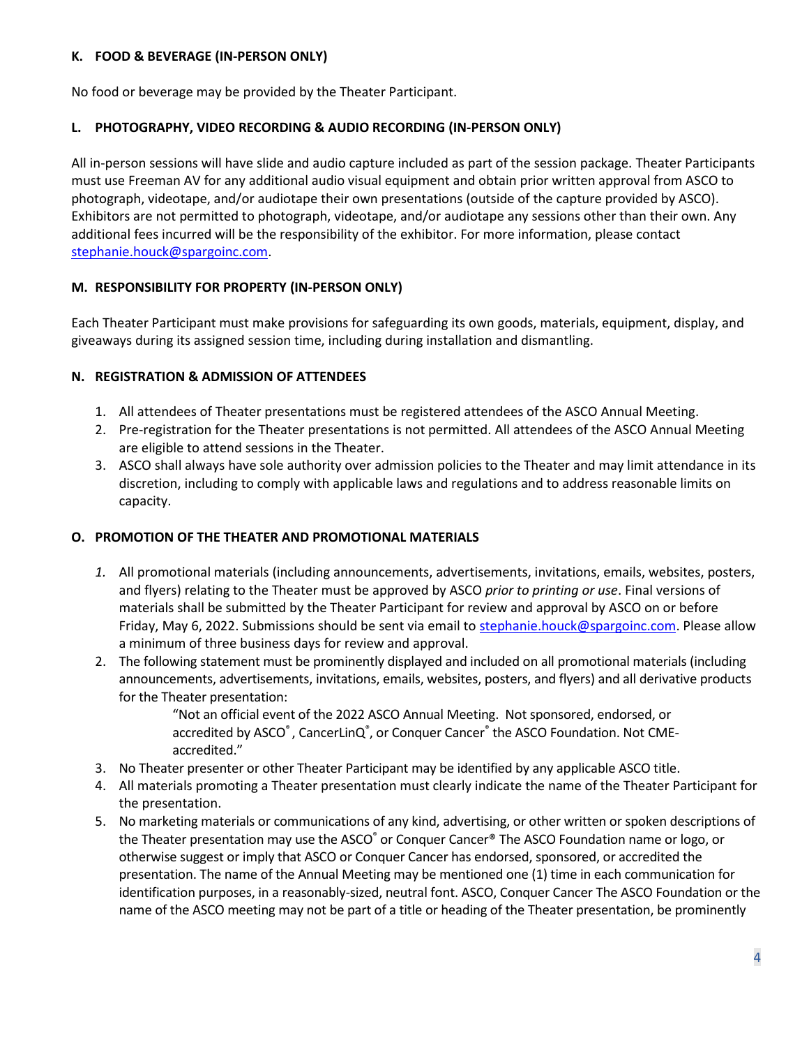### K. FOOD & BEVERAGE (IN-PERSON ONLY)

No food or beverage may be provided by the Theater Participant.

### L. PHOTOGRAPHY, VIDEO RECORDING & AUDIO RECORDING (IN-PERSON ONLY)

All in-person sessions will have slide and audio capture included as part of the session package. Theater Participants must use Freeman AV for any additional audio visual equipment and obtain prior written approval from ASCO to photograph, videotape, and/or audiotape their own presentations (outside of the capture provided by ASCO). Exhibitors are not permitted to photograph, videotape, and/or audiotape any sessions other than their own. Any additional fees incurred will be the responsibility of the exhibitor. For more information, please contact stephanie.houck@spargoinc.com.

### M. RESPONSIBILITY FOR PROPERTY (IN-PERSON ONLY)

Each Theater Participant must make provisions for safeguarding its own goods, materials, equipment, display, and giveaways during its assigned session time, including during installation and dismantling.

### N. REGISTRATION & ADMISSION OF ATTENDEES

1. All attendees of Theater presentations must be registered attendees of the ASCO Annual Meeting.
2. Pre-registration for the Theater presentations is not permitted. All attendees of the ASCO Annual Meeting are eligible to attend sessions in the Theater.
3. ASCO shall always have sole authority over admission policies to the Theater and may limit attendance in its discretion, including to comply with applicable laws and regulations and to address reasonable limits on capacity.

### O. PROMOTION OF THE THEATER AND PROMOTIONAL MATERIALS

1. All promotional materials (including announcements, advertisements, invitations, emails, websites, posters, and flyers) relating to the Theater must be approved by ASCO *prior to printing or use*. Final versions of materials shall be submitted by the Theater Participant for review and approval by ASCO on or before Friday, May 6, 2022. Submissions should be sent via email to stephanie.houck@spargoinc.com. Please allow a minimum of three business days for review and approval.
2. The following statement must be prominently displayed and included on all promotional materials (including announcements, advertisements, invitations, emails, websites, posters, and flyers) and all derivative products for the Theater presentation:

   > "Not an official event of the 2022 ASCO Annual Meeting. Not sponsored, endorsed, or accredited by ASCO®, CancerLinQ®, or Conquer Cancer® the ASCO Foundation. Not CME-accredited."

3. No Theater presenter or other Theater Participant may be identified by any applicable ASCO title.
4. All materials promoting a Theater presentation must clearly indicate the name of the Theater Participant for the presentation.
5. No marketing materials or communications of any kind, advertising, or other written or spoken descriptions of the Theater presentation may use the ASCO® or Conquer Cancer® The ASCO Foundation name or logo, or otherwise suggest or imply that ASCO or Conquer Cancer has endorsed, sponsored, or accredited the presentation. The name of the Annual Meeting may be mentioned one (1) time in each communication for identification purposes, in a reasonably-sized, neutral font. ASCO, Conquer Cancer The ASCO Foundation or the name of the ASCO meeting may not be part of a title or heading of the Theater presentation, be prominently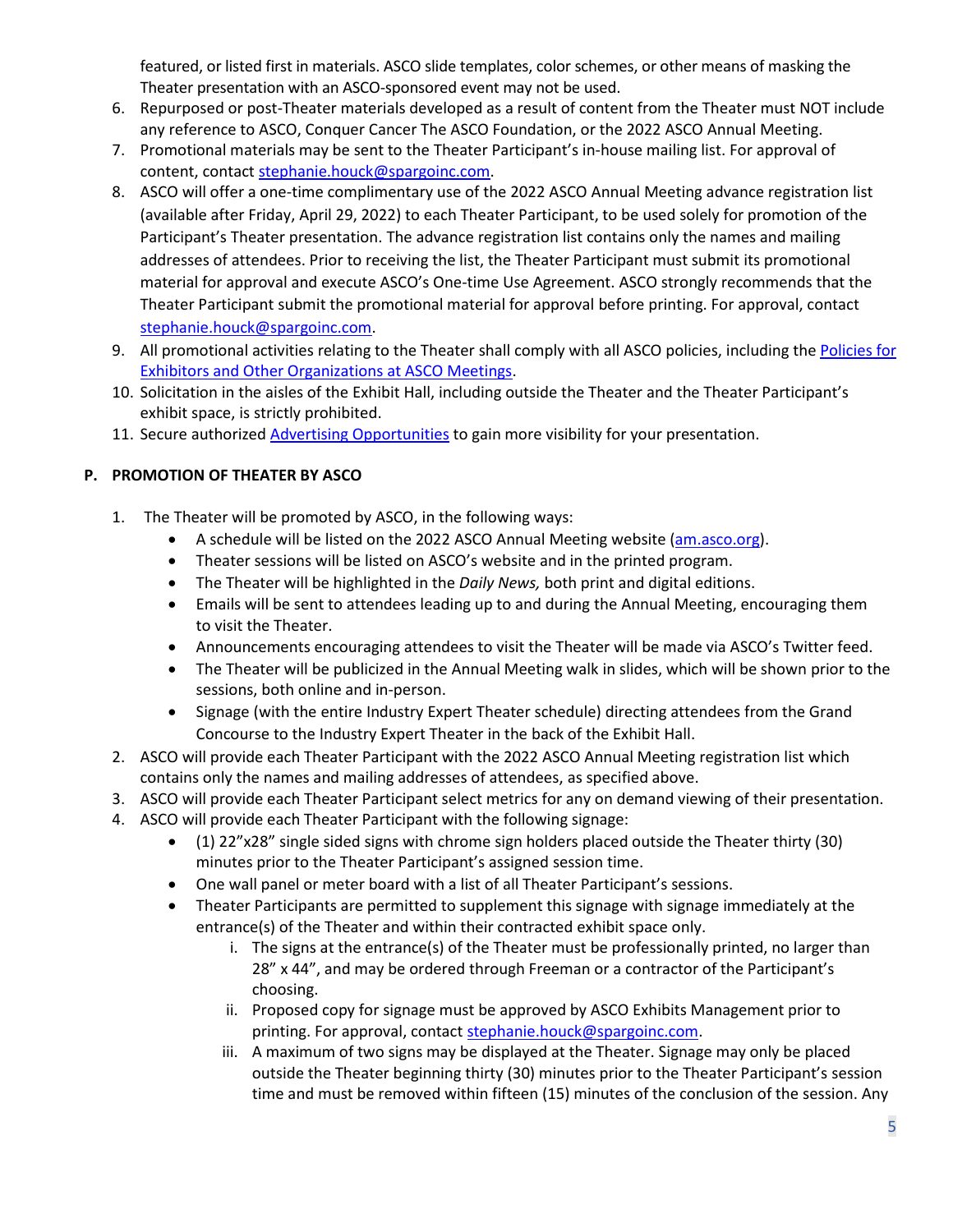featured, or listed first in materials. ASCO slide templates, color schemes, or other means of masking the Theater presentation with an ASCO-sponsored event may not be used.

6. Repurposed or post-Theater materials developed as a result of content from the Theater must NOT include any reference to ASCO, Conquer Cancer The ASCO Foundation, or the 2022 ASCO Annual Meeting.
7. Promotional materials may be sent to the Theater Participant's in-house mailing list. For approval of content, contact stephanie.houck@spargoinc.com.
8. ASCO will offer a one-time complimentary use of the 2022 ASCO Annual Meeting advance registration list (available after Friday, April 29, 2022) to each Theater Participant, to be used solely for promotion of the Participant's Theater presentation. The advance registration list contains only the names and mailing addresses of attendees. Prior to receiving the list, the Theater Participant must submit its promotional material for approval and execute ASCO's One-time Use Agreement. ASCO strongly recommends that the Theater Participant submit the promotional material for approval before printing. For approval, contact stephanie.houck@spargoinc.com.
9. All promotional activities relating to the Theater shall comply with all ASCO policies, including the Policies for Exhibitors and Other Organizations at ASCO Meetings.
10. Solicitation in the aisles of the Exhibit Hall, including outside the Theater and the Theater Participant's exhibit space, is strictly prohibited.
11. Secure authorized Advertising Opportunities to gain more visibility for your presentation.

## P. PROMOTION OF THEATER BY ASCO

1. The Theater will be promoted by ASCO, in the following ways:
   - A schedule will be listed on the 2022 ASCO Annual Meeting website (am.asco.org).
   - Theater sessions will be listed on ASCO's website and in the printed program.
   - The Theater will be highlighted in the *Daily News,* both print and digital editions.
   - Emails will be sent to attendees leading up to and during the Annual Meeting, encouraging them to visit the Theater.
   - Announcements encouraging attendees to visit the Theater will be made via ASCO's Twitter feed.
   - The Theater will be publicized in the Annual Meeting walk in slides, which will be shown prior to the sessions, both online and in-person.
   - Signage (with the entire Industry Expert Theater schedule) directing attendees from the Grand Concourse to the Industry Expert Theater in the back of the Exhibit Hall.
2. ASCO will provide each Theater Participant with the 2022 ASCO Annual Meeting registration list which contains only the names and mailing addresses of attendees, as specified above.
3. ASCO will provide each Theater Participant select metrics for any on demand viewing of their presentation.
4. ASCO will provide each Theater Participant with the following signage:
   - (1) 22"x28" single sided signs with chrome sign holders placed outside the Theater thirty (30) minutes prior to the Theater Participant's assigned session time.
   - One wall panel or meter board with a list of all Theater Participant's sessions.
   - Theater Participants are permitted to supplement this signage with signage immediately at the entrance(s) of the Theater and within their contracted exhibit space only.
     i. The signs at the entrance(s) of the Theater must be professionally printed, no larger than 28" x 44", and may be ordered through Freeman or a contractor of the Participant's choosing.
     ii. Proposed copy for signage must be approved by ASCO Exhibits Management prior to printing. For approval, contact stephanie.houck@spargoinc.com.
     iii. A maximum of two signs may be displayed at the Theater. Signage may only be placed outside the Theater beginning thirty (30) minutes prior to the Theater Participant's session time and must be removed within fifteen (15) minutes of the conclusion of the session. Any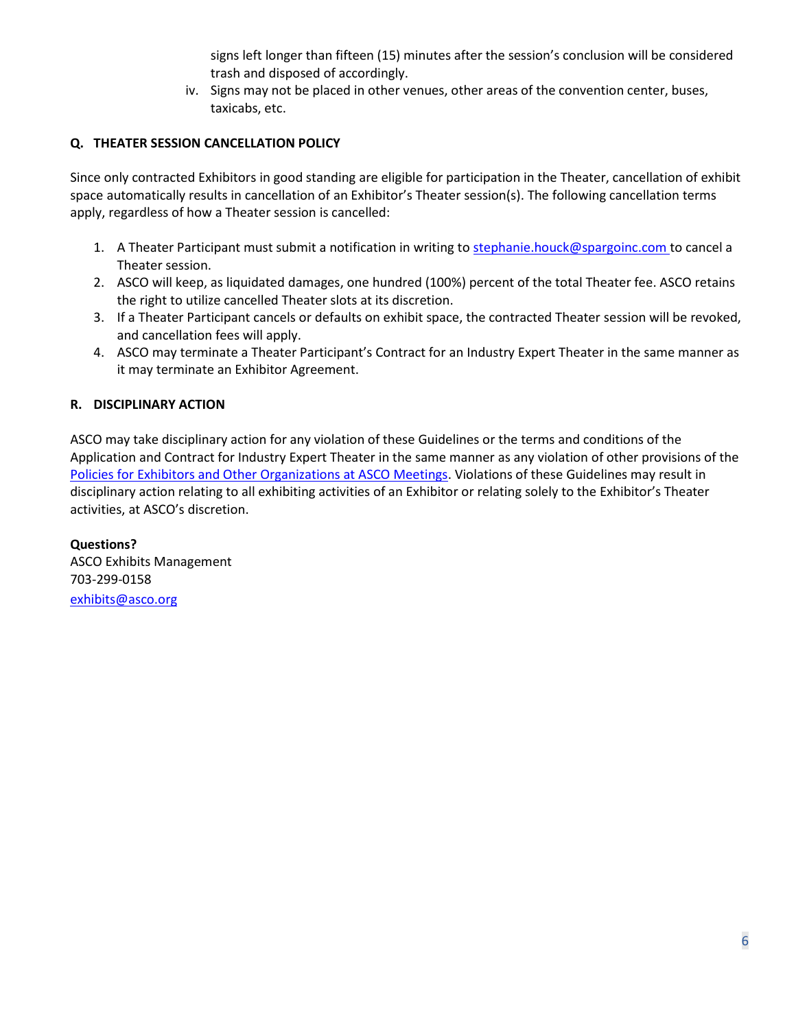signs left longer than fifteen (15) minutes after the session's conclusion will be considered trash and disposed of accordingly.

iv. Signs may not be placed in other venues, other areas of the convention center, buses, taxicabs, etc.

**Q. THEATER SESSION CANCELLATION POLICY**

Since only contracted Exhibitors in good standing are eligible for participation in the Theater, cancellation of exhibit space automatically results in cancellation of an Exhibitor's Theater session(s). The following cancellation terms apply, regardless of how a Theater session is cancelled:

1. A Theater Participant must submit a notification in writing to stephanie.houck@spargoinc.com to cancel a Theater session.
2. ASCO will keep, as liquidated damages, one hundred (100%) percent of the total Theater fee. ASCO retains the right to utilize cancelled Theater slots at its discretion.
3. If a Theater Participant cancels or defaults on exhibit space, the contracted Theater session will be revoked, and cancellation fees will apply.
4. ASCO may terminate a Theater Participant's Contract for an Industry Expert Theater in the same manner as it may terminate an Exhibitor Agreement.

**R. DISCIPLINARY ACTION**

ASCO may take disciplinary action for any violation of these Guidelines or the terms and conditions of the Application and Contract for Industry Expert Theater in the same manner as any violation of other provisions of the Policies for Exhibitors and Other Organizations at ASCO Meetings. Violations of these Guidelines may result in disciplinary action relating to all exhibiting activities of an Exhibitor or relating solely to the Exhibitor's Theater activities, at ASCO's discretion.

**Questions?**
ASCO Exhibits Management
703-299-0158
exhibits@asco.org